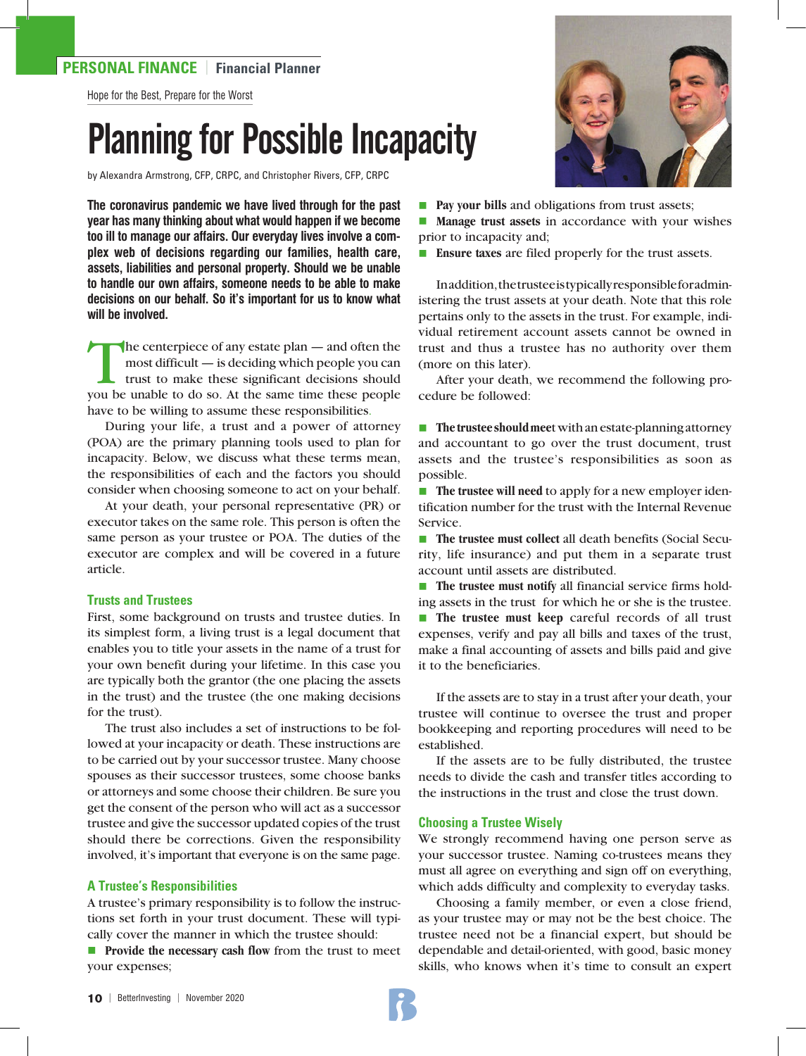PERSONAL FINANCE | Financial Planner

Hope for the Best, Prepare for the Worst

# Planning for Possible Incapacity

by Alexandra Armstrong, CFP, CRPC, and Christopher Rivers, CFP, CRPC

**The coronavirus pandemic we have lived through for the past year has many thinking about what would happen if we become too ill to manage our affairs. Our everyday lives involve a complex web of decisions regarding our families, health care, assets, liabilities and personal property. Should we be unable to handle our own affairs, someone needs to be able to make decisions on our behalf. So it's important for us to know what will be involved.**

The centerpiece of any estate plan — and often the most difficult — is deciding which people you can trust to make these significant decisions should you be unable to do so. At the same time these people have to be willing to assume these responsibilities.

During your life, a trust and a power of attorney (POA) are the primary planning tools used to plan for incapacity. Below, we discuss what these terms mean, the responsibilities of each and the factors you should consider when choosing someone to act on your behalf.

At your death, your personal representative (PR) or executor takes on the same role. This person is often the same person as your trustee or POA. The duties of the executor are complex and will be covered in a future article.

## Trusts and Trustees

First, some background on trusts and trustee duties. In its simplest form, a living trust is a legal document that enables you to title your assets in the name of a trust for your own benefit during your lifetime. In this case you are typically both the grantor (the one placing the assets in the trust) and the trustee (the one making decisions for the trust).

The trust also includes a set of instructions to be followed at your incapacity or death. These instructions are to be carried out by your successor trustee. Many choose spouses as their successor trustees, some choose banks or attorneys and some choose their children. Be sure you get the consent of the person who will act as a successor trustee and give the successor updated copies of the trust should there be corrections. Given the responsibility involved, it's important that everyone is on the same page.

## A Trustee's Responsibilities

A trustee's primary responsibility is to follow the instructions set forth in your trust document. These will typically cover the manner in which the trustee should:

- **Provide the necessary cash flow** from the trust to meet your expenses;
- **Pay your bills** and obligations from trust assets;
- **Manage trust assets** in accordance with your wishes prior to incapacity and;
- **Ensure taxes** are filed properly for the trust assets.

In addition, the trustee is typically responsible for administering the trust assets at your death. Note that this role pertains only to the assets in the trust. For example, individual retirement account assets cannot be owned in trust and thus a trustee has no authority over them (more on this later).

After your death, we recommend the following procedure be followed:

- **The trustee should meet** with an estate-planning attorney and accountant to go over the trust document, trust assets and the trustee's responsibilities as soon as possible.
- **The trustee will need** to apply for a new employer identification number for the trust with the Internal Revenue Service.
- **The trustee must collect** all death benefits (Social Security, life insurance) and put them in a separate trust account until assets are distributed.
- **The trustee must notify** all financial service firms holding assets in the trust for which he or she is the trustee.
- **The trustee must keep** careful records of all trust expenses, verify and pay all bills and taxes of the trust, make a final accounting of assets and bills paid and give it to the beneficiaries.

If the assets are to stay in a trust after your death, your trustee will continue to oversee the trust and proper bookkeeping and reporting procedures will need to be established.

If the assets are to be fully distributed, the trustee needs to divide the cash and transfer titles according to the instructions in the trust and close the trust down.

## Choosing a Trustee Wisely

We strongly recommend having one person serve as your successor trustee. Naming co-trustees means they must all agree on everything and sign off on everything, which adds difficulty and complexity to everyday tasks.

Choosing a family member, or even a close friend, as your trustee may or may not be the best choice. The trustee need not be a financial expert, but should be dependable and detail-oriented, with good, basic money skills, who knows when it's time to consult an expert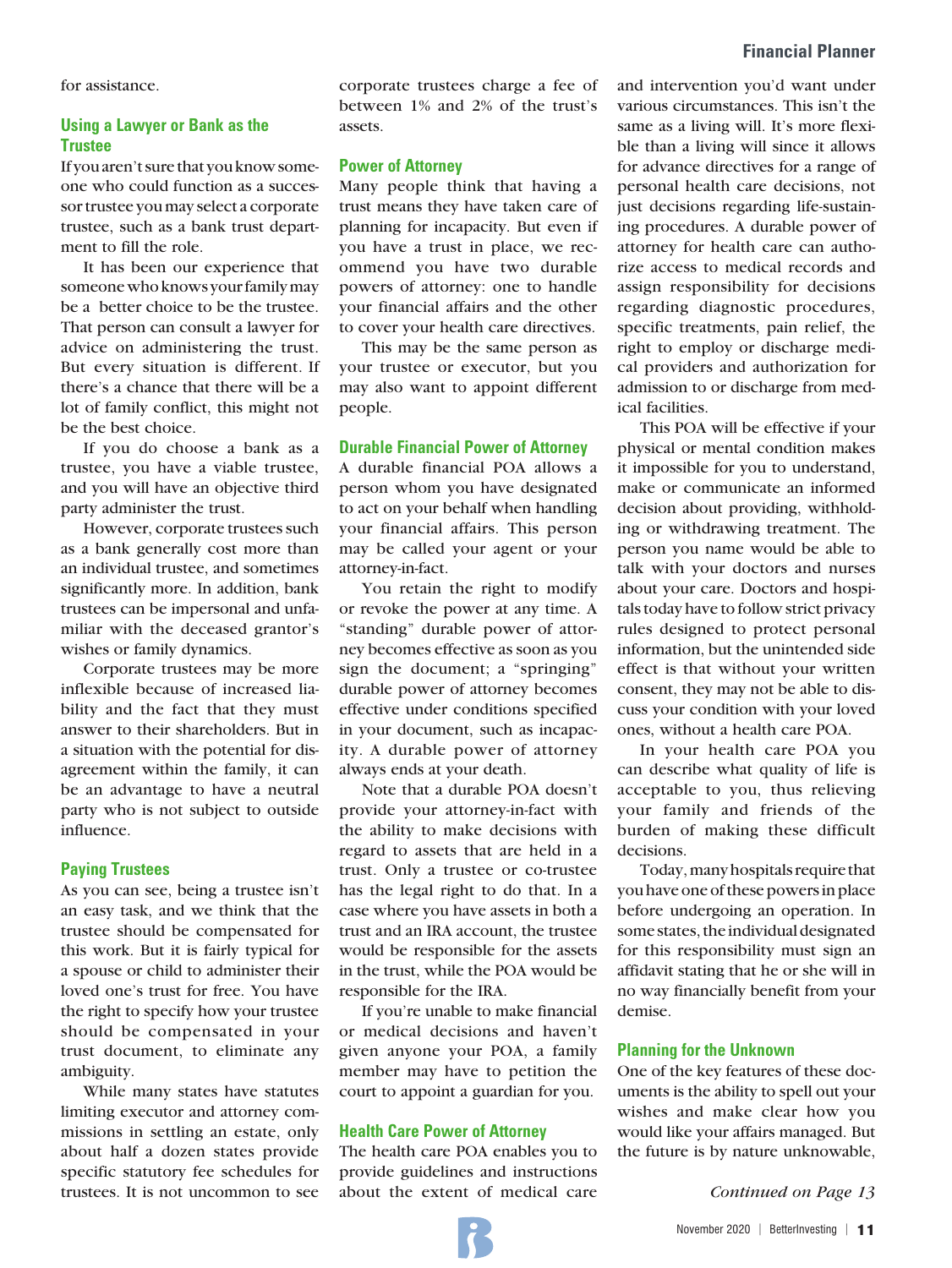for assistance.

## Using a Lawyer or Bank as the Trustee

If you aren't sure that you know someone who could function as a successor trustee you may select a corporate trustee, such as a bank trust department to fill the role.

It has been our experience that someone who knows your family may be a better choice to be the trustee. That person can consult a lawyer for advice on administering the trust. But every situation is different. If there's a chance that there will be a lot of family conflict, this might not be the best choice.

If you do choose a bank as a trustee, you have a viable trustee, and you will have an objective third party administer the trust.

However, corporate trustees such as a bank generally cost more than an individual trustee, and sometimes significantly more. In addition, bank trustees can be impersonal and unfamiliar with the deceased grantor's wishes or family dynamics.

Corporate trustees may be more inflexible because of increased liability and the fact that they must answer to their shareholders. But in a situation with the potential for disagreement within the family, it can be an advantage to have a neutral party who is not subject to outside influence.

## Paying Trustees

As you can see, being a trustee isn't an easy task, and we think that the trustee should be compensated for this work. But it is fairly typical for a spouse or child to administer their loved one's trust for free. You have the right to specify how your trustee should be compensated in your trust document, to eliminate any ambiguity.

While many states have statutes limiting executor and attorney commissions in settling an estate, only about half a dozen states provide specific statutory fee schedules for trustees. It is not uncommon to see corporate trustees charge a fee of between 1% and 2% of the trust's assets.

## Power of Attorney

Many people think that having a trust means they have taken care of planning for incapacity. But even if you have a trust in place, we recommend you have two durable powers of attorney: one to handle your financial affairs and the other to cover your health care directives.

This may be the same person as your trustee or executor, but you may also want to appoint different people.

## Durable Financial Power of Attorney

A durable financial POA allows a person whom you have designated to act on your behalf when handling your financial affairs. This person may be called your agent or your attorney-in-fact.

You retain the right to modify or revoke the power at any time. A "standing" durable power of attorney becomes effective as soon as you sign the document; a "springing" durable power of attorney becomes effective under conditions specified in your document, such as incapacity. A durable power of attorney always ends at your death.

Note that a durable POA doesn't provide your attorney-in-fact with the ability to make decisions with regard to assets that are held in a trust. Only a trustee or co-trustee has the legal right to do that. In a case where you have assets in both a trust and an IRA account, the trustee would be responsible for the assets in the trust, while the POA would be responsible for the IRA.

If you're unable to make financial or medical decisions and haven't given anyone your POA, a family member may have to petition the court to appoint a guardian for you.

## Health Care Power of Attorney

The health care POA enables you to provide guidelines and instructions about the extent of medical care and intervention you'd want under various circumstances. This isn't the same as a living will. It's more flexible than a living will since it allows for advance directives for a range of personal health care decisions, not just decisions regarding life-sustaining procedures. A durable power of attorney for health care can authorize access to medical records and assign responsibility for decisions regarding diagnostic procedures, specific treatments, pain relief, the right to employ or discharge medical providers and authorization for admission to or discharge from medical facilities.

This POA will be effective if your physical or mental condition makes it impossible for you to understand, make or communicate an informed decision about providing, withholding or withdrawing treatment. The person you name would be able to talk with your doctors and nurses about your care. Doctors and hospitals today have to follow strict privacy rules designed to protect personal information, but the unintended side effect is that without your written consent, they may not be able to discuss your condition with your loved ones, without a health care POA.

In your health care POA you can describe what quality of life is acceptable to you, thus relieving your family and friends of the burden of making these difficult decisions.

Today, many hospitals require that you have one of these powers in place before undergoing an operation. In some states, the individual designated for this responsibility must sign an affidavit stating that he or she will in no way financially benefit from your demise.

## Planning for the Unknown

One of the key features of these documents is the ability to spell out your wishes and make clear how you would like your affairs managed. But the future is by nature unknowable,

*Continued on Page 13*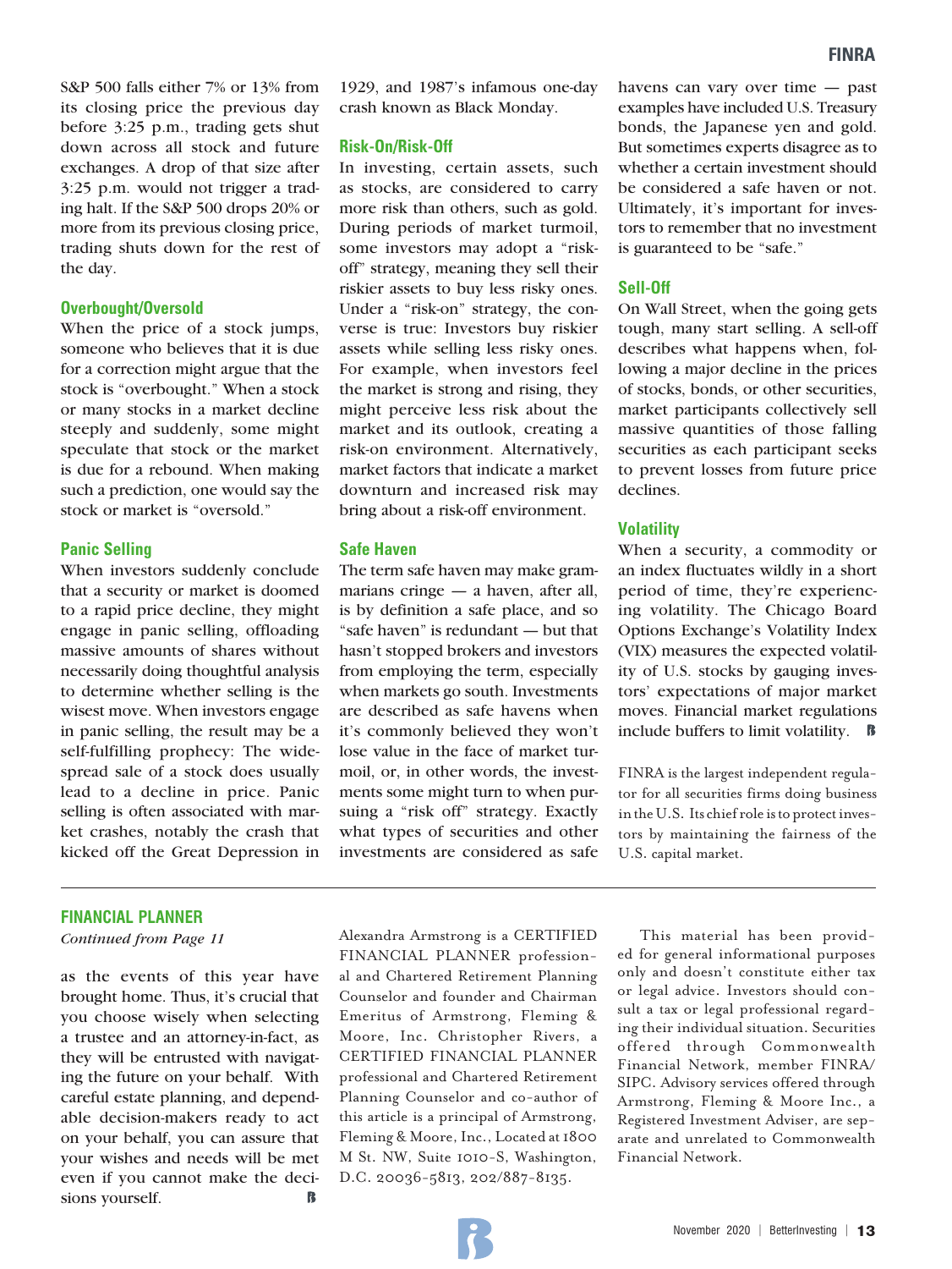S&P 500 falls either 7% or 13% from its closing price the previous day before 3:25 p.m., trading gets shut down across all stock and future exchanges. A drop of that size after 3:25 p.m. would not trigger a trading halt. If the S&P 500 drops 20% or more from its previous closing price, trading shuts down for the rest of the day.

### Overbought/Oversold

When the price of a stock jumps, someone who believes that it is due for a correction might argue that the stock is "overbought." When a stock or many stocks in a market decline steeply and suddenly, some might speculate that stock or the market is due for a rebound. When making such a prediction, one would say the stock or market is "oversold."

### Panic Selling

When investors suddenly conclude that a security or market is doomed to a rapid price decline, they might engage in panic selling, offloading massive amounts of shares without necessarily doing thoughtful analysis to determine whether selling is the wisest move. When investors engage in panic selling, the result may be a self-fulfilling prophecy: The widespread sale of a stock does usually lead to a decline in price. Panic selling is often associated with market crashes, notably the crash that kicked off the Great Depression in 1929, and 1987's infamous one-day crash known as Black Monday.

### Risk-On/Risk-Off

In investing, certain assets, such as stocks, are considered to carry more risk than others, such as gold. During periods of market turmoil, some investors may adopt a "risk-off" strategy, meaning they sell their riskier assets to buy less risky ones. Under a "risk-on" strategy, the converse is true: Investors buy riskier assets while selling less risky ones. For example, when investors feel the market is strong and rising, they might perceive less risk about the market and its outlook, creating a risk-on environment. Alternatively, market factors that indicate a market downturn and increased risk may bring about a risk-off environment.

### Safe Haven

The term safe haven may make grammarians cringe — a haven, after all, is by definition a safe place, and so "safe haven" is redundant — but that hasn't stopped brokers and investors from employing the term, especially when markets go south. Investments are described as safe havens when it's commonly believed they won't lose value in the face of market turmoil, or, in other words, the investments some might turn to when pursuing a "risk off" strategy. Exactly what types of securities and other investments are considered as safe havens can vary over time — past examples have included U.S. Treasury bonds, the Japanese yen and gold. But sometimes experts disagree as to whether a certain investment should be considered a safe haven or not. Ultimately, it's important for investors to remember that no investment is guaranteed to be "safe."

### Sell-Off

On Wall Street, when the going gets tough, many start selling. A sell-off describes what happens when, following a major decline in the prices of stocks, bonds, or other securities, market participants collectively sell massive quantities of those falling securities as each participant seeks to prevent losses from future price declines.

### Volatility

When a security, a commodity or an index fluctuates wildly in a short period of time, they're experiencing volatility. The Chicago Board Options Exchange's Volatility Index (VIX) measures the expected volatility of U.S. stocks by gauging investors' expectations of major market moves. Financial market regulations include buffers to limit volatility.

FINRA is the largest independent regulator for all securities firms doing business in the U.S. Its chief role is to protect investors by maintaining the fairness of the U.S. capital market.

---

## FINANCIAL PLANNER

*Continued from Page 11*

as the events of this year have brought home. Thus, it's crucial that you choose wisely when selecting a trustee and an attorney-in-fact, as they will be entrusted with navigating the future on your behalf. With careful estate planning, and dependable decision-makers ready to act on your behalf, you can assure that your wishes and needs will be met even if you cannot make the decisions yourself.

Alexandra Armstrong is a CERTIFIED FINANCIAL PLANNER professional and Chartered Retirement Planning Counselor and founder and Chairman Emeritus of Armstrong, Fleming & Moore, Inc. Christopher Rivers, a CERTIFIED FINANCIAL PLANNER professional and Chartered Retirement Planning Counselor and co-author of this article is a principal of Armstrong, Fleming & Moore, Inc., Located at 1800 M St. NW, Suite 1010-S, Washington, D.C. 20036-5813, 202/887-8135.

This material has been provided for general informational purposes only and doesn't constitute either tax or legal advice. Investors should consult a tax or legal professional regarding their individual situation. Securities offered through Commonwealth Financial Network, member FINRA/SIPC. Advisory services offered through Armstrong, Fleming & Moore Inc., a Registered Investment Adviser, are separate and unrelated to Commonwealth Financial Network.